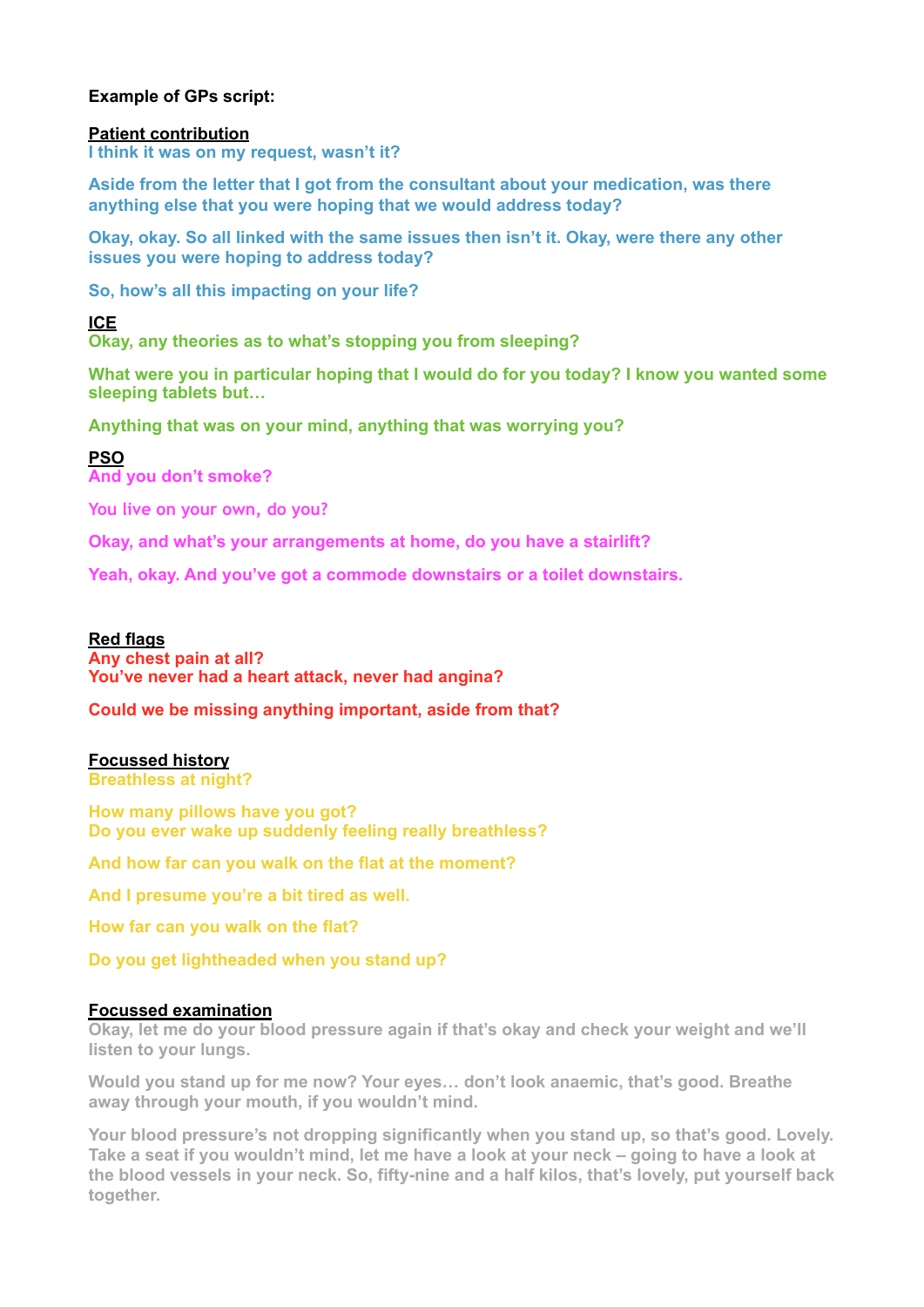**Example of GPs script:**

**Patient contribution**

**I think it was on my request, wasn't it?**

**Aside from the letter that I got from the consultant about your medication, was there anything else that you were hoping that we would address today?**

**Okay, okay. So all linked with the same issues then isn't it. Okay, were there any other issues you were hoping to address today?**

**So, how's all this impacting on your life?**

**ICE**

**Okay, any theories as to what's stopping you from sleeping?**

**What were you in particular hoping that I would do for you today? I know you wanted some sleeping tablets but…**

**Anything that was on your mind, anything that was worrying you?**

**PSO**

**And you don't smoke?**

**You live on your own, do you?**

**Okay, and what's your arrangements at home, do you have a stairlift?**

**Yeah, okay. And you've got a commode downstairs or a toilet downstairs.**

**Red flags**

**Any chest pain at all?**
**You've never had a heart attack, never had angina?**

**Could we be missing anything important, aside from that?**

**Focussed history**

**Breathless at night?**

**How many pillows have you got?**
**Do you ever wake up suddenly feeling really breathless?**

**And how far can you walk on the flat at the moment?**

**And I presume you're a bit tired as well.**

**How far can you walk on the flat?**

**Do you get lightheaded when you stand up?**

**Focussed examination**

**Okay, let me do your blood pressure again if that's okay and check your weight and we'll listen to your lungs.**

**Would you stand up for me now? Your eyes… don't look anaemic, that's good. Breathe away through your mouth, if you wouldn't mind.**

**Your blood pressure's not dropping significantly when you stand up, so that's good. Lovely. Take a seat if you wouldn't mind, let me have a look at your neck – going to have a look at the blood vessels in your neck. So, fifty-nine and a half kilos, that's lovely, put yourself back together.**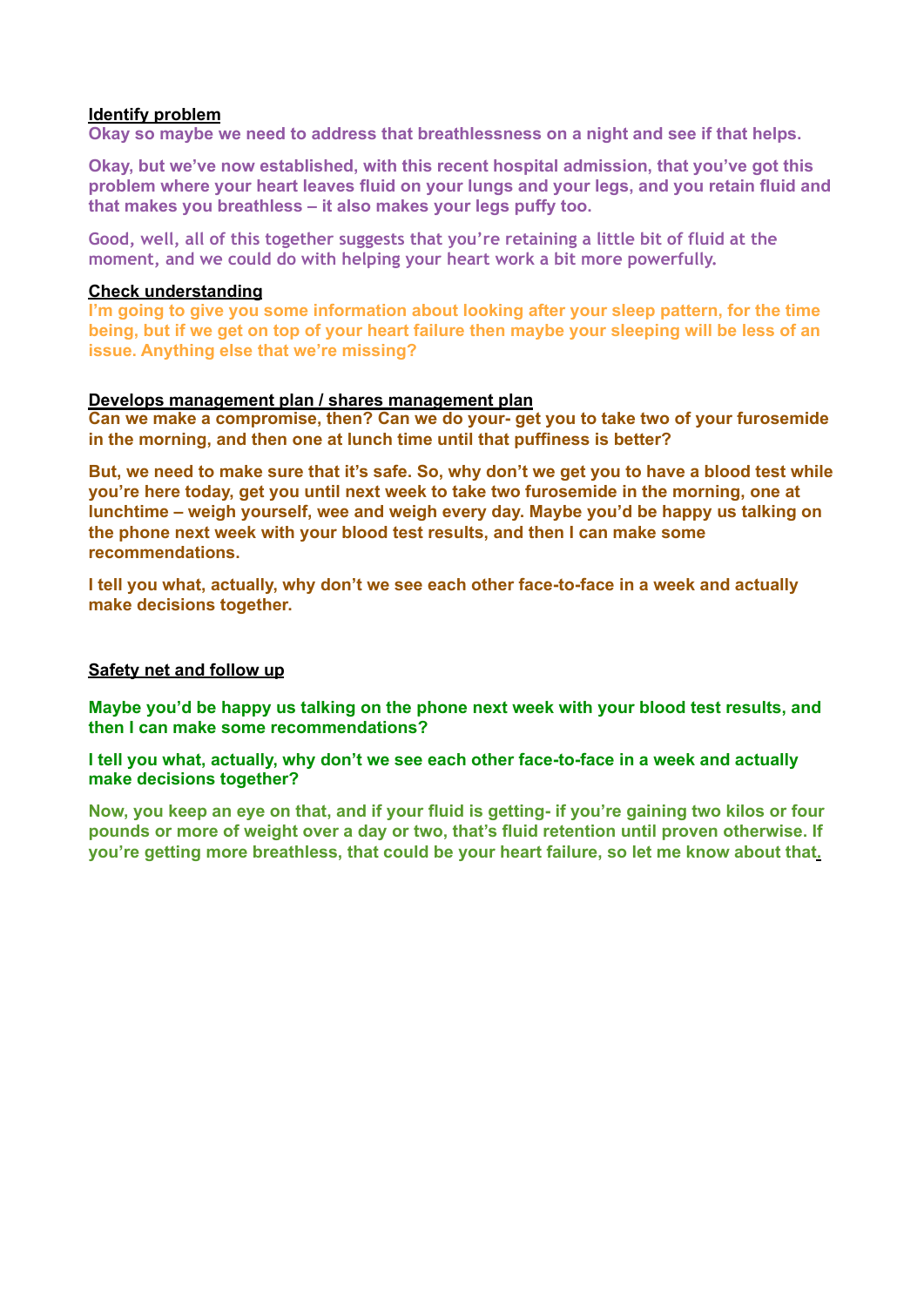**Identify problem**

**Okay so maybe we need to address that breathlessness on a night and see if that helps.**

**Okay, but we've now established, with this recent hospital admission, that you've got this problem where your heart leaves fluid on your lungs and your legs, and you retain fluid and that makes you breathless – it also makes your legs puffy too.**

**Good, well, all of this together suggests that you're retaining a little bit of fluid at the moment, and we could do with helping your heart work a bit more powerfully.**

**Check understanding**

**I'm going to give you some information about looking after your sleep pattern, for the time being, but if we get on top of your heart failure then maybe your sleeping will be less of an issue. Anything else that we're missing?**

**Develops management plan / shares management plan**

**Can we make a compromise, then? Can we do your- get you to take two of your furosemide in the morning, and then one at lunch time until that puffiness is better?**

**But, we need to make sure that it's safe. So, why don't we get you to have a blood test while you're here today, get you until next week to take two furosemide in the morning, one at lunchtime – weigh yourself, wee and weigh every day. Maybe you'd be happy us talking on the phone next week with your blood test results, and then I can make some recommendations.**

**I tell you what, actually, why don't we see each other face-to-face in a week and actually make decisions together.**

**Safety net and follow up**

**Maybe you'd be happy us talking on the phone next week with your blood test results, and then I can make some recommendations?**

**I tell you what, actually, why don't we see each other face-to-face in a week and actually make decisions together?**

**Now, you keep an eye on that, and if your fluid is getting- if you're gaining two kilos or four pounds or more of weight over a day or two, that's fluid retention until proven otherwise. If you're getting more breathless, that could be your heart failure, so let me know about that.**